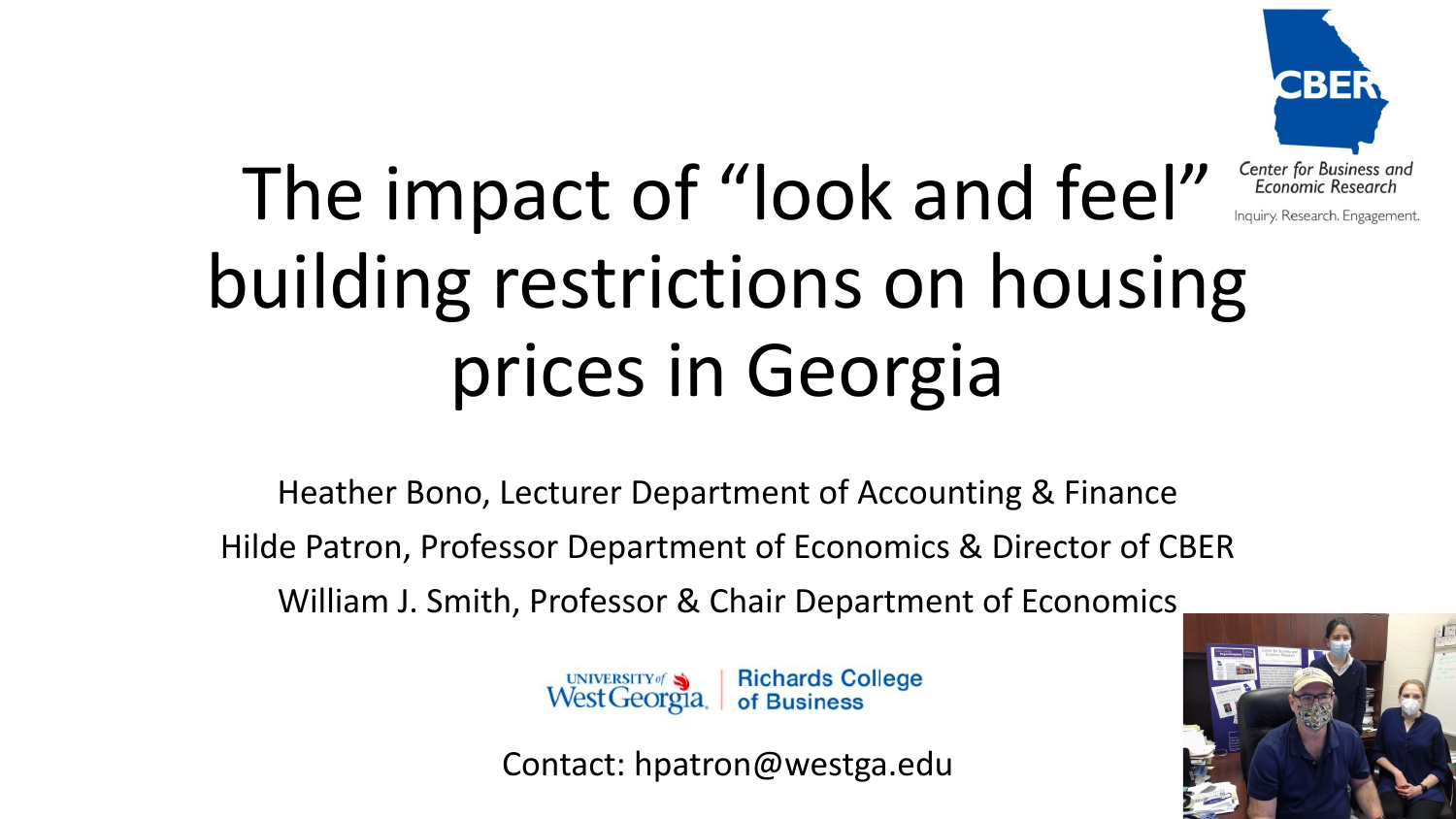# The impact of "look and feel" building restrictions on housing prices in Georgia

Heather Bono, Lecturer Department of Accounting & Finance

Hilde Patron, Professor Department of Economics & Director of CBER

William J. Smith, Professor & Chair Department of Economics

University of West Georgia | Richards College of Business

Contact: hpatron@westga.edu

CBER
Center for Business and Economic Research
Inquiry. Research. Engagement.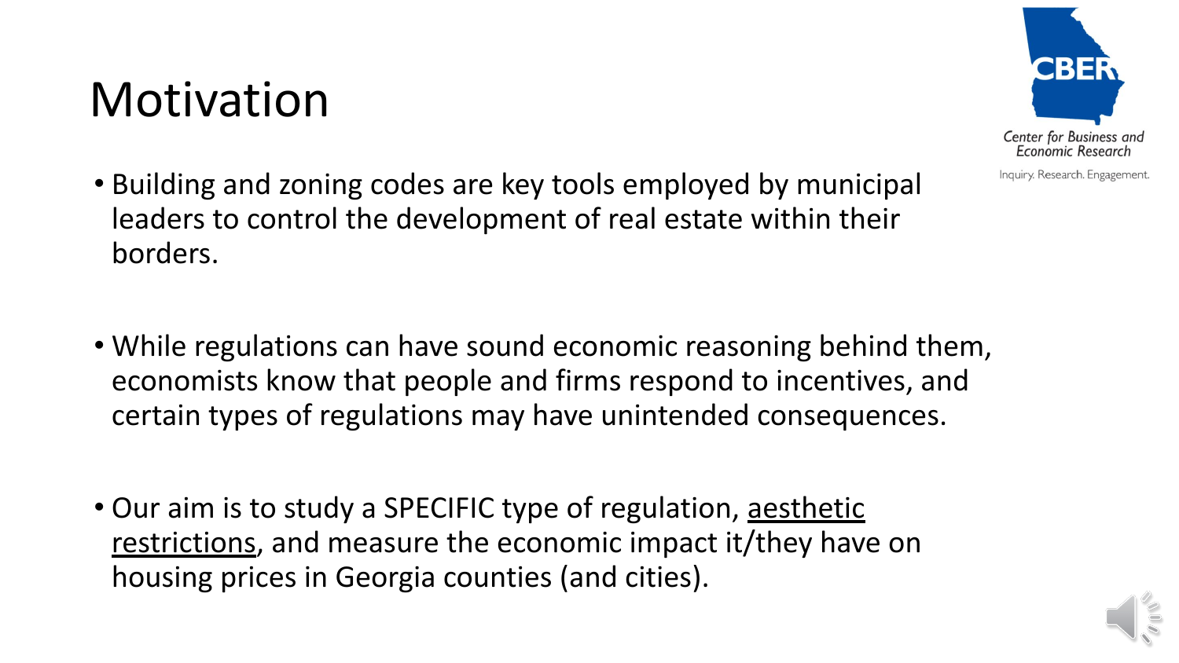# Motivation

- Building and zoning codes are key tools employed by municipal leaders to control the development of real estate within their borders.

- While regulations can have sound economic reasoning behind them, economists know that people and firms respond to incentives, and certain types of regulations may have unintended consequences.

- Our aim is to study a SPECIFIC type of regulation, <u>aesthetic restrictions</u>, and measure the economic impact it/they have on housing prices in Georgia counties (and cities).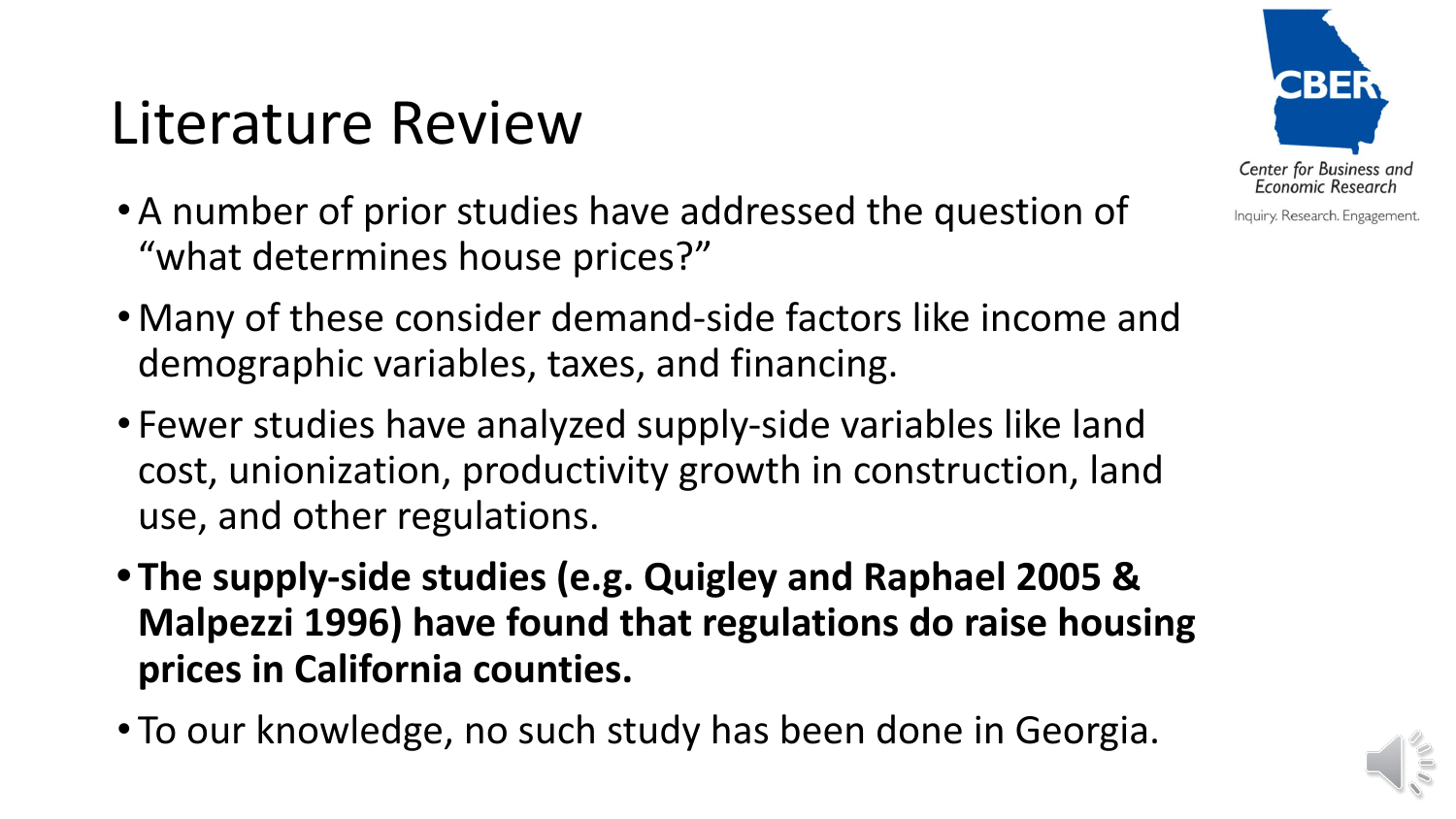# Literature Review

- A number of prior studies have addressed the question of "what determines house prices?"
- Many of these consider demand-side factors like income and demographic variables, taxes, and financing.
- Fewer studies have analyzed supply-side variables like land cost, unionization, productivity growth in construction, land use, and other regulations.
- **The supply-side studies (e.g. Quigley and Raphael 2005 & Malpezzi 1996) have found that regulations do raise housing prices in California counties.**
- To our knowledge, no such study has been done in Georgia.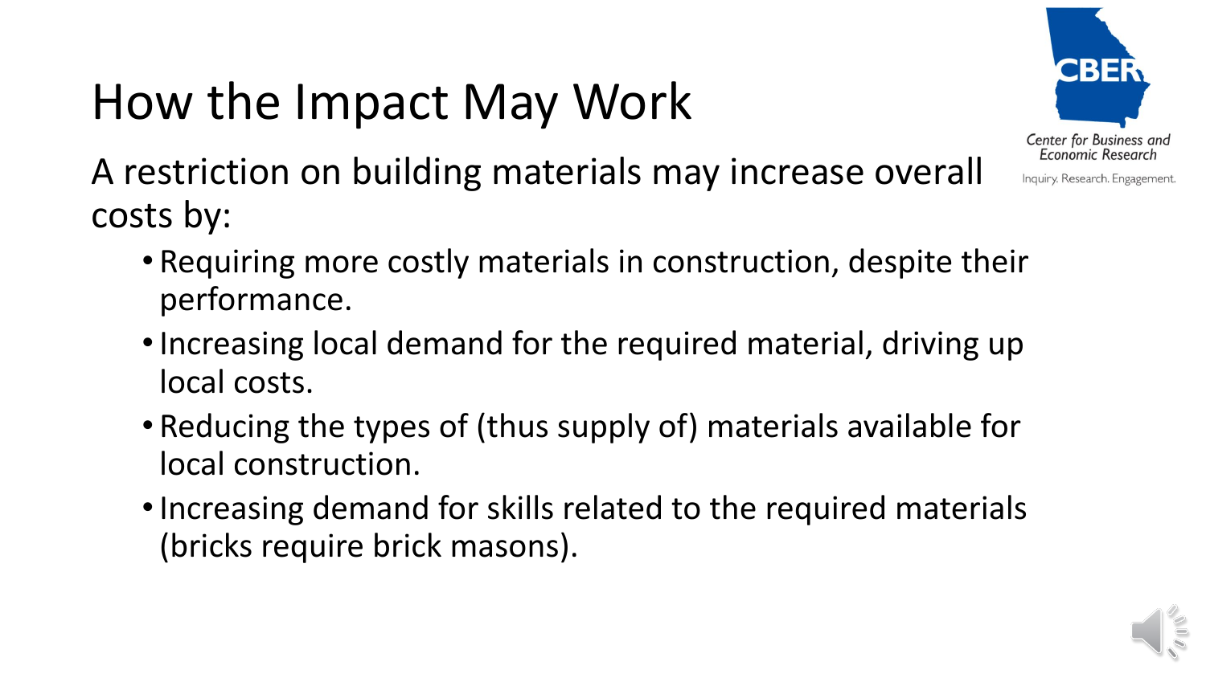# How the Impact May Work

A restriction on building materials may increase overall costs by:

- Requiring more costly materials in construction, despite their performance.
- Increasing local demand for the required material, driving up local costs.
- Reducing the types of (thus supply of) materials available for local construction.
- Increasing demand for skills related to the required materials (bricks require brick masons).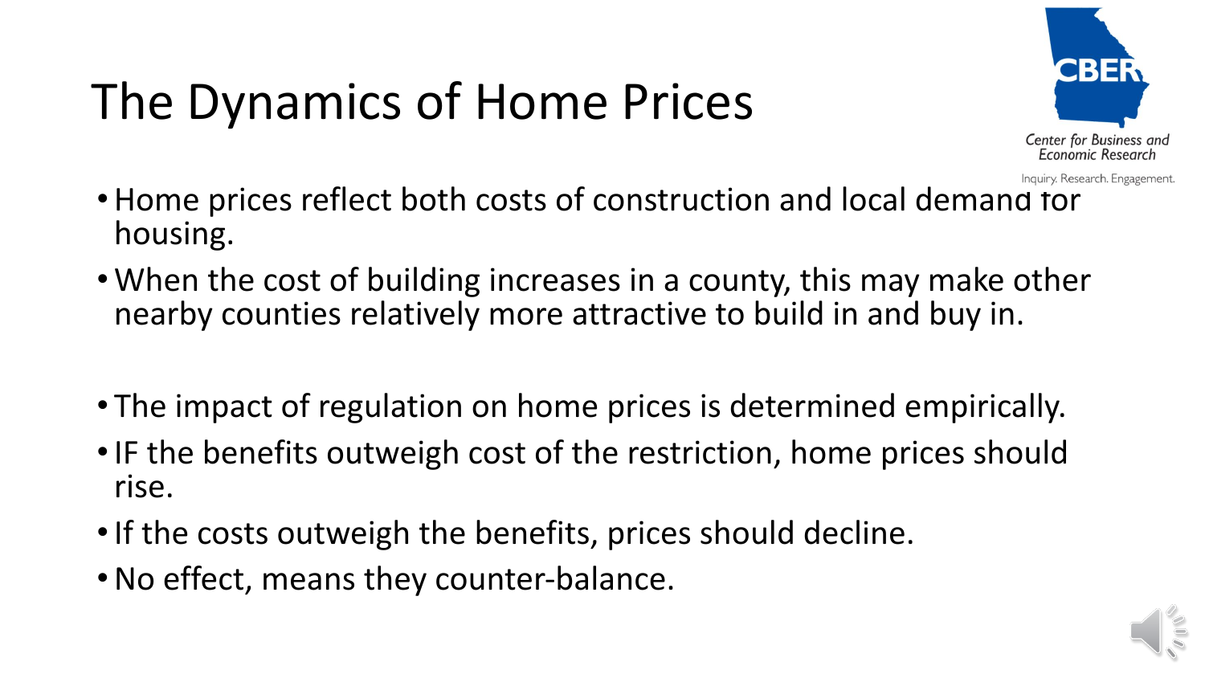# The Dynamics of Home Prices

- Home prices reflect both costs of construction and local demand for housing.
- When the cost of building increases in a county, this may make other nearby counties relatively more attractive to build in and buy in.

- The impact of regulation on home prices is determined empirically.
- IF the benefits outweigh cost of the restriction, home prices should rise.
- If the costs outweigh the benefits, prices should decline.
- No effect, means they counter-balance.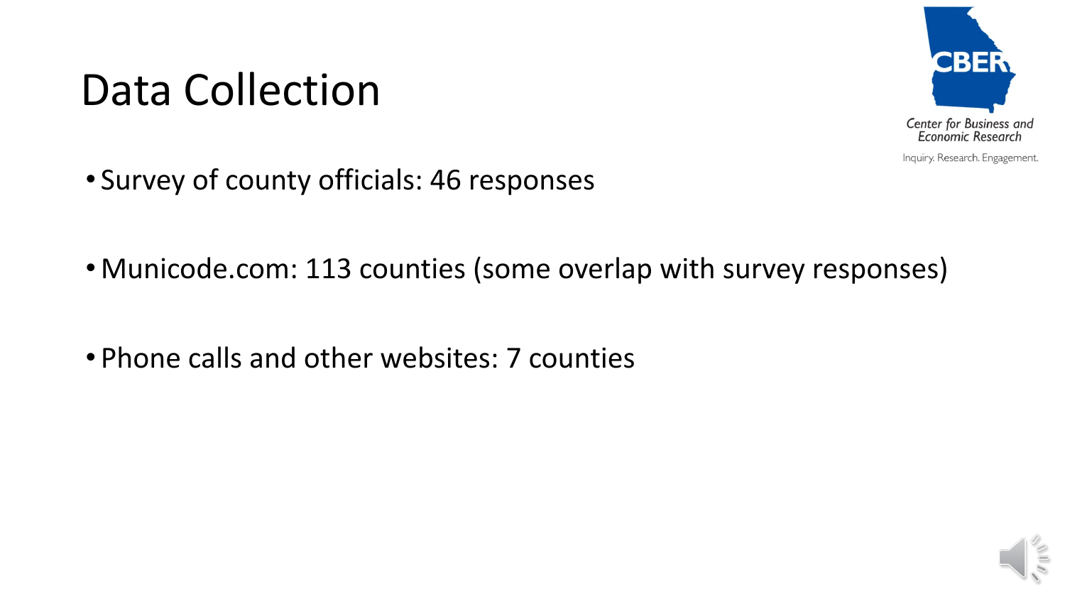# Data Collection

- Survey of county officials: 46 responses
- Municode.com: 113 counties (some overlap with survey responses)
- Phone calls and other websites: 7 counties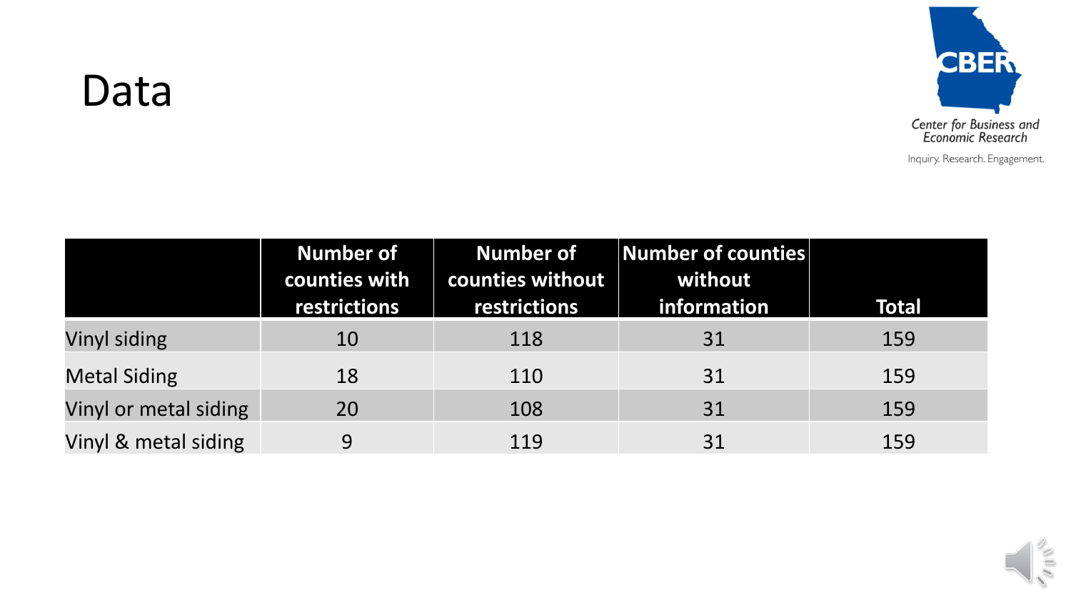# Data

|  | Number of counties with restrictions | Number of counties without restrictions | Number of counties without information | Total |
|---|---|---|---|---|
| Vinyl siding | 10 | 118 | 31 | 159 |
| Metal Siding | 18 | 110 | 31 | 159 |
| Vinyl or metal siding | 20 | 108 | 31 | 159 |
| Vinyl & metal siding | 9 | 119 | 31 | 159 |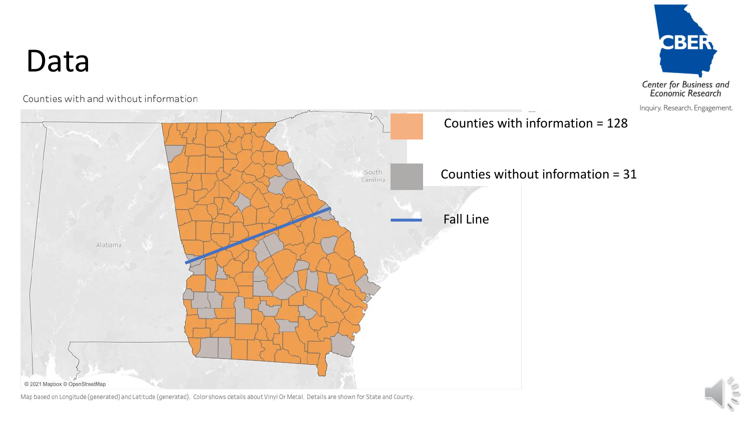# Data

Counties with and without information

Counties with information = 128

Counties without information = 31

Fall Line

Map based on Longitude (generated) and Latitude (generated). Color shows details about Vinyl Or Metal. Details are shown for State and County.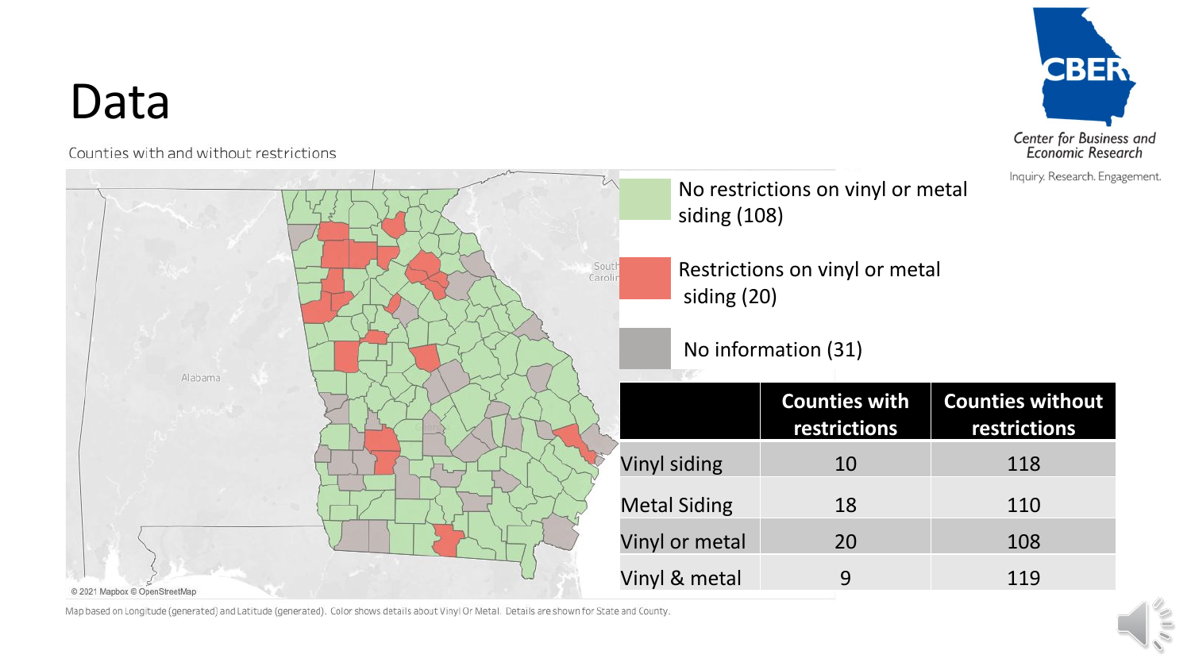# Data

Counties with and without restrictions

No restrictions on vinyl or metal siding (108)

Restrictions on vinyl or metal siding (20)

No information (31)

| | Counties with restrictions | Counties without restrictions |
|---|---|---|
| Vinyl siding | 10 | 118 |
| Metal Siding | 18 | 110 |
| Vinyl or metal | 20 | 108 |
| Vinyl & metal | 9 | 119 |

Map based on Longitude (generated) and Latitude (generated). Color shows details about Vinyl Or Metal. Details are shown for State and County.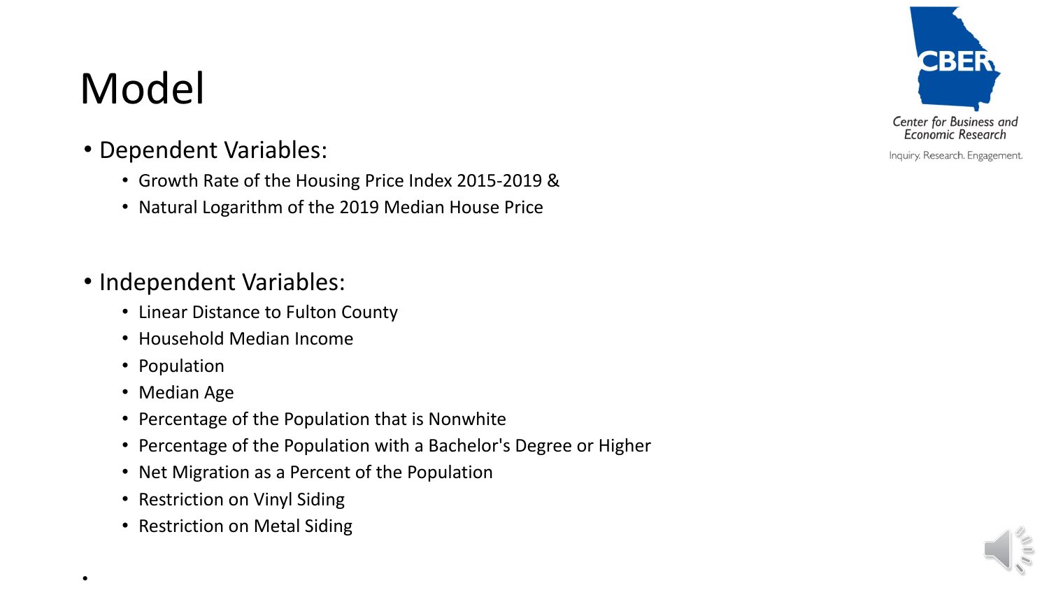# Model

- Dependent Variables:
  - Growth Rate of the Housing Price Index 2015-2019 &
  - Natural Logarithm of the 2019 Median House Price

- Independent Variables:
  - Linear Distance to Fulton County
  - Household Median Income
  - Population
  - Median Age
  - Percentage of the Population that is Nonwhite
  - Percentage of the Population with a Bachelor's Degree or Higher
  - Net Migration as a Percent of the Population
  - Restriction on Vinyl Siding
  - Restriction on Metal Siding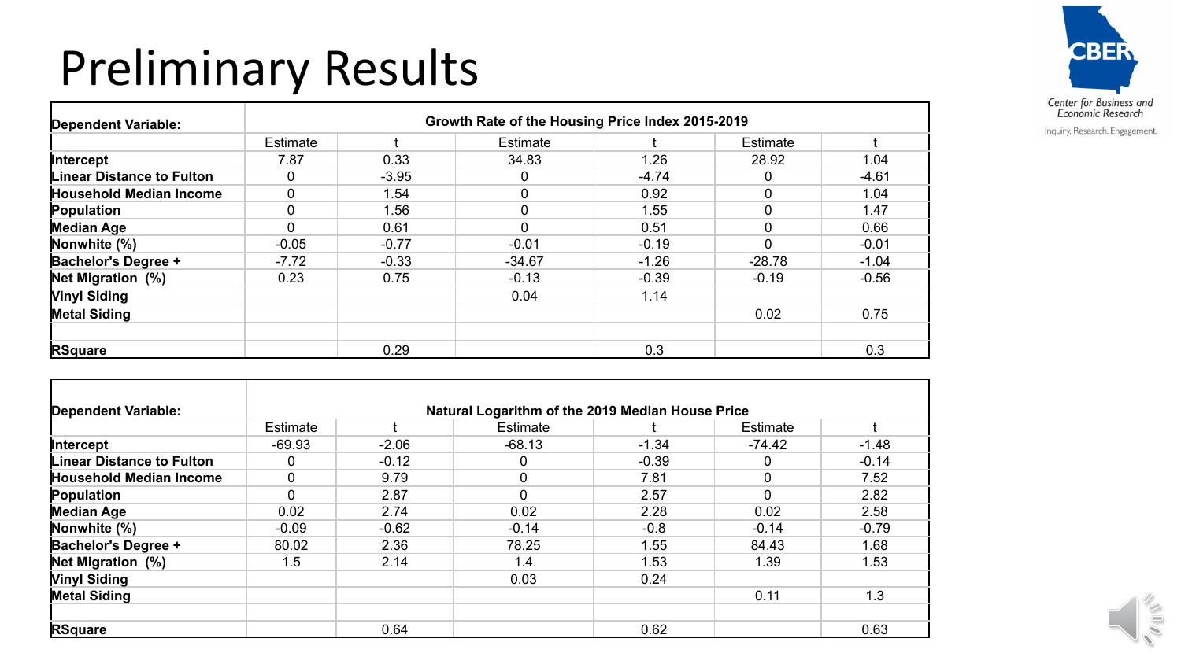# Preliminary Results

| Dependent Variable: | Growth Rate of the Housing Price Index 2015-2019 | | | | | |
|---|---|---|---|---|---|---|
| | Estimate | t | Estimate | t | Estimate | t |
| **Intercept** | 7.87 | 0.33 | 34.83 | 1.26 | 28.92 | 1.04 |
| **Linear Distance to Fulton** | 0 | -3.95 | 0 | -4.74 | 0 | -4.61 |
| **Household Median Income** | 0 | 1.54 | 0 | 0.92 | 0 | 1.04 |
| **Population** | 0 | 1.56 | 0 | 1.55 | 0 | 1.47 |
| **Median Age** | 0 | 0.61 | 0 | 0.51 | 0 | 0.66 |
| **Nonwhite (%)** | -0.05 | -0.77 | -0.01 | -0.19 | 0 | -0.01 |
| **Bachelor's Degree +** | -7.72 | -0.33 | -34.67 | -1.26 | -28.78 | -1.04 |
| **Net Migration (%)** | 0.23 | 0.75 | -0.13 | -0.39 | -0.19 | -0.56 |
| **Vinyl Siding** | | | 0.04 | 1.14 | | |
| **Metal Siding** | | | | | 0.02 | 0.75 |
| | | | | | | |
| **RSquare** | | 0.29 | | 0.3 | | 0.3 |

| Dependent Variable: | Natural Logarithm of the 2019 Median House Price | | | | | |
|---|---|---|---|---|---|---|
| | Estimate | t | Estimate | t | Estimate | t |
| **Intercept** | -69.93 | -2.06 | -68.13 | -1.34 | -74.42 | -1.48 |
| **Linear Distance to Fulton** | 0 | -0.12 | 0 | -0.39 | 0 | -0.14 |
| **Household Median Income** | 0 | 9.79 | 0 | 7.81 | 0 | 7.52 |
| **Population** | 0 | 2.87 | 0 | 2.57 | 0 | 2.82 |
| **Median Age** | 0.02 | 2.74 | 0.02 | 2.28 | 0.02 | 2.58 |
| **Nonwhite (%)** | -0.09 | -0.62 | -0.14 | -0.8 | -0.14 | -0.79 |
| **Bachelor's Degree +** | 80.02 | 2.36 | 78.25 | 1.55 | 84.43 | 1.68 |
| **Net Migration (%)** | 1.5 | 2.14 | 1.4 | 1.53 | 1.39 | 1.53 |
| **Vinyl Siding** | | | 0.03 | 0.24 | | |
| **Metal Siding** | | | | | 0.11 | 1.3 |
| | | | | | | |
| **RSquare** | | 0.64 | | 0.62 | | 0.63 |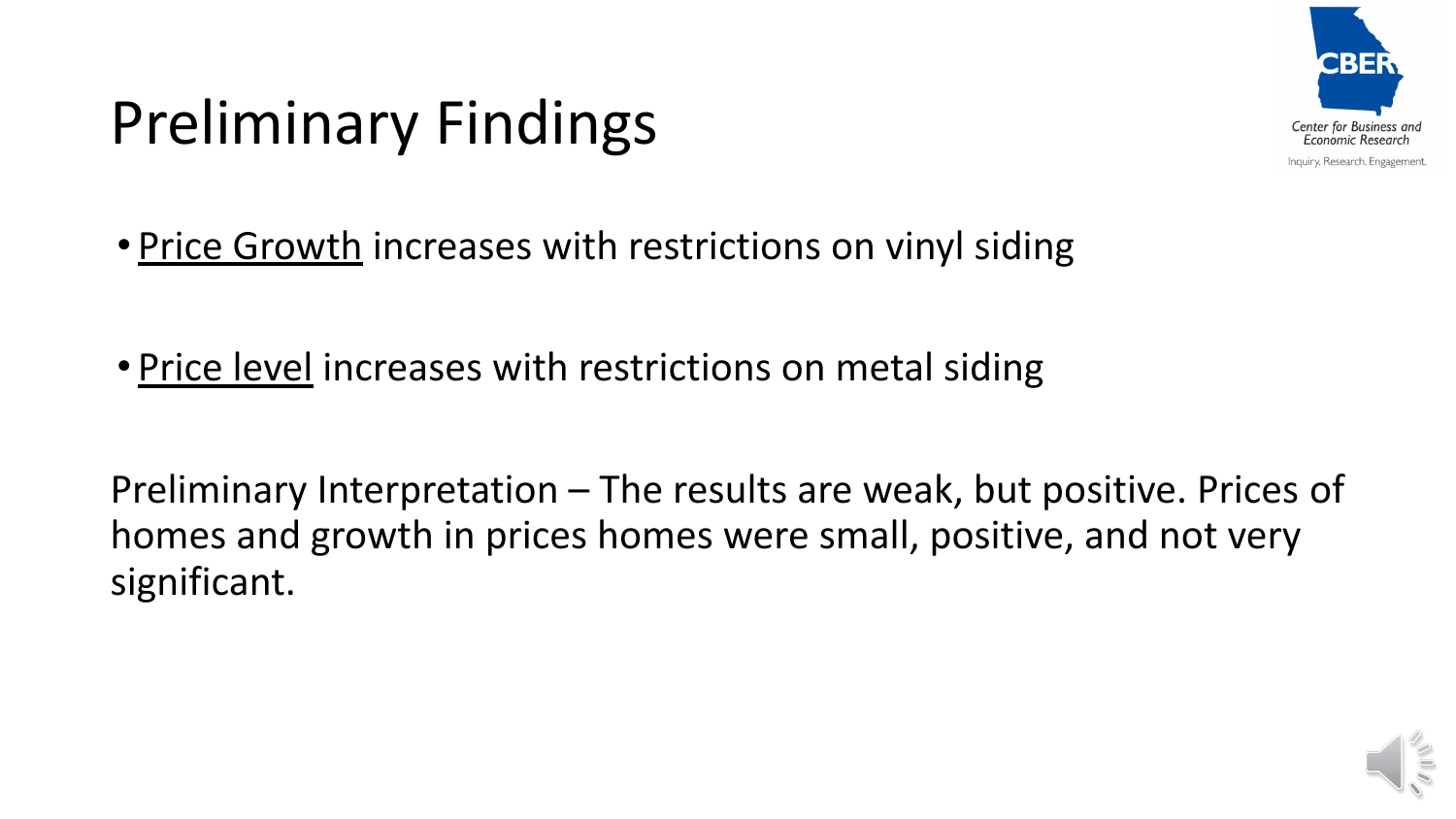# Preliminary Findings

- <u>Price Growth</u> increases with restrictions on vinyl siding

- <u>Price level</u> increases with restrictions on metal siding

Preliminary Interpretation – The results are weak, but positive. Prices of homes and growth in prices homes were small, positive, and not very significant.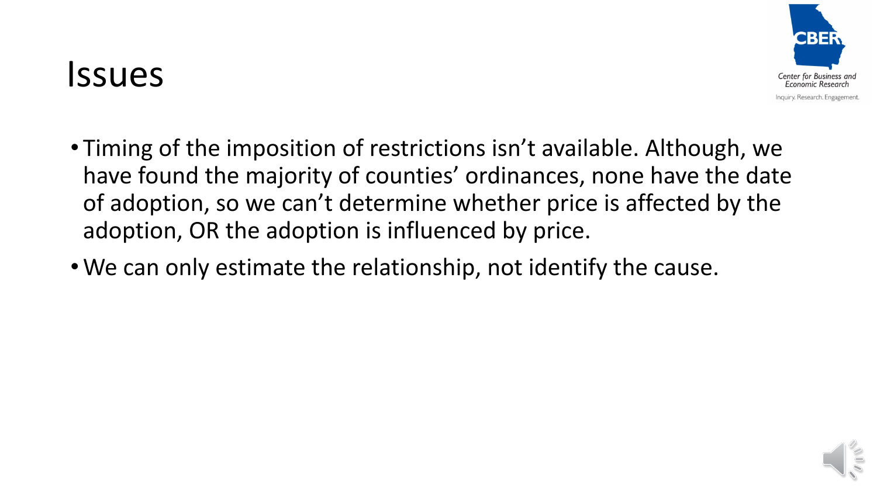# Issues

- Timing of the imposition of restrictions isn't available. Although, we have found the majority of counties' ordinances, none have the date of adoption, so we can't determine whether price is affected by the adoption, OR the adoption is influenced by price.
- We can only estimate the relationship, not identify the cause.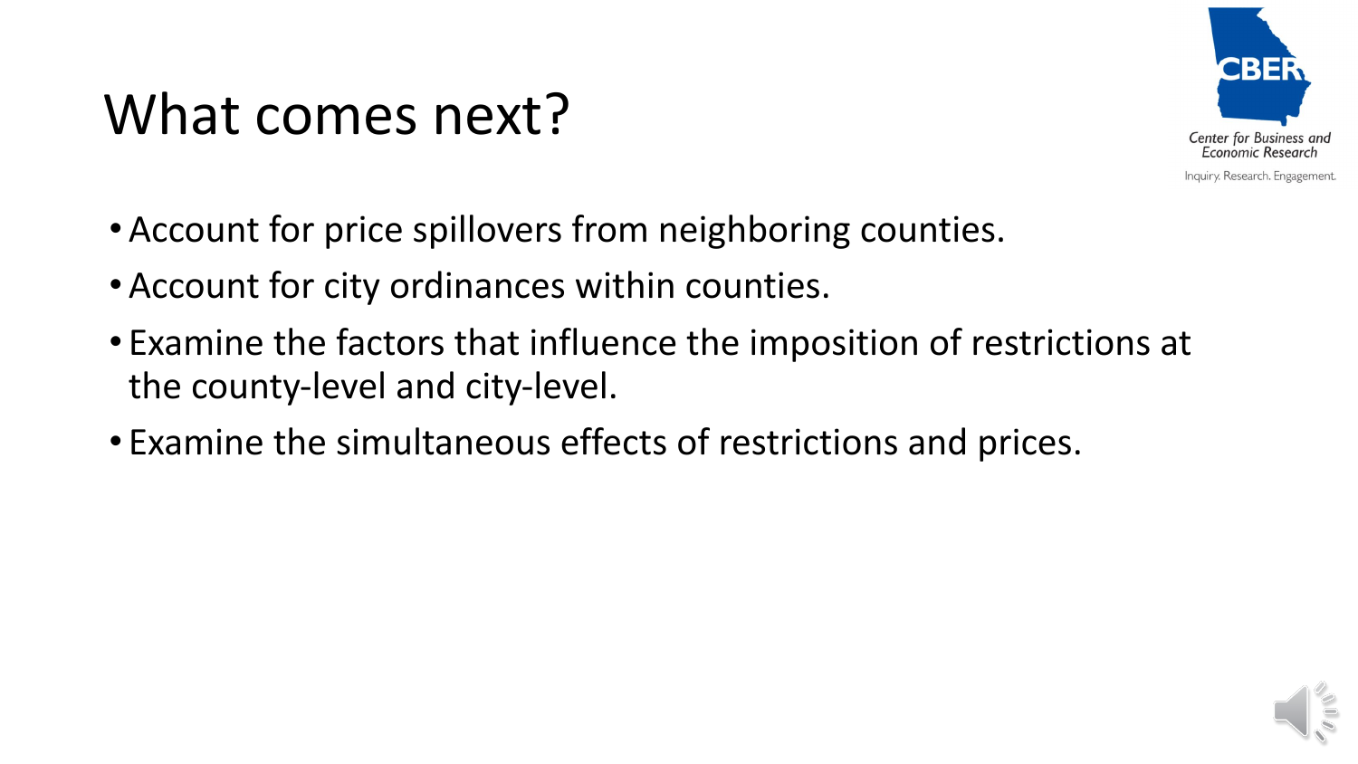# What comes next?

- Account for price spillovers from neighboring counties.
- Account for city ordinances within counties.
- Examine the factors that influence the imposition of restrictions at the county-level and city-level.
- Examine the simultaneous effects of restrictions and prices.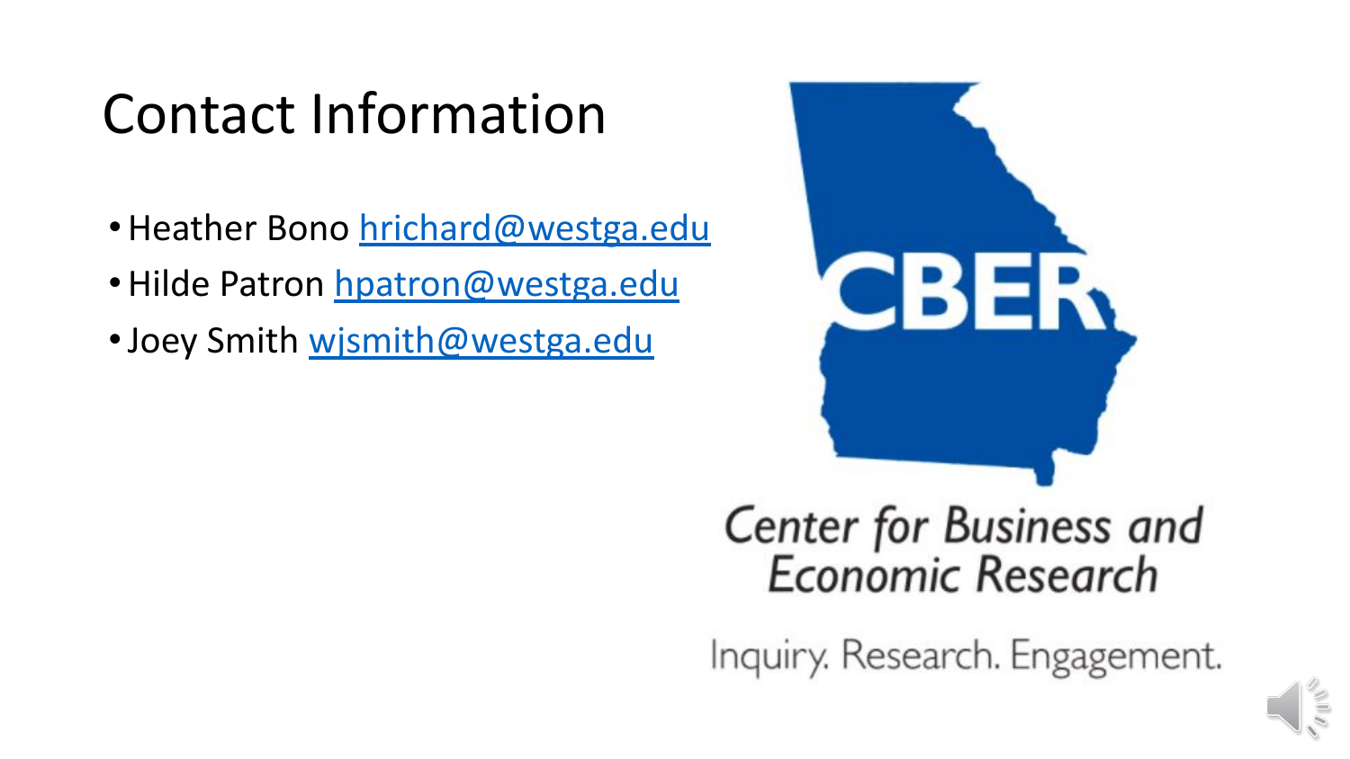# Contact Information

- Heather Bono hrichard@westga.edu
- Hilde Patron hpatron@westga.edu
- Joey Smith wjsmith@westga.edu

CBER

Center for Business and Economic Research

Inquiry. Research. Engagement.